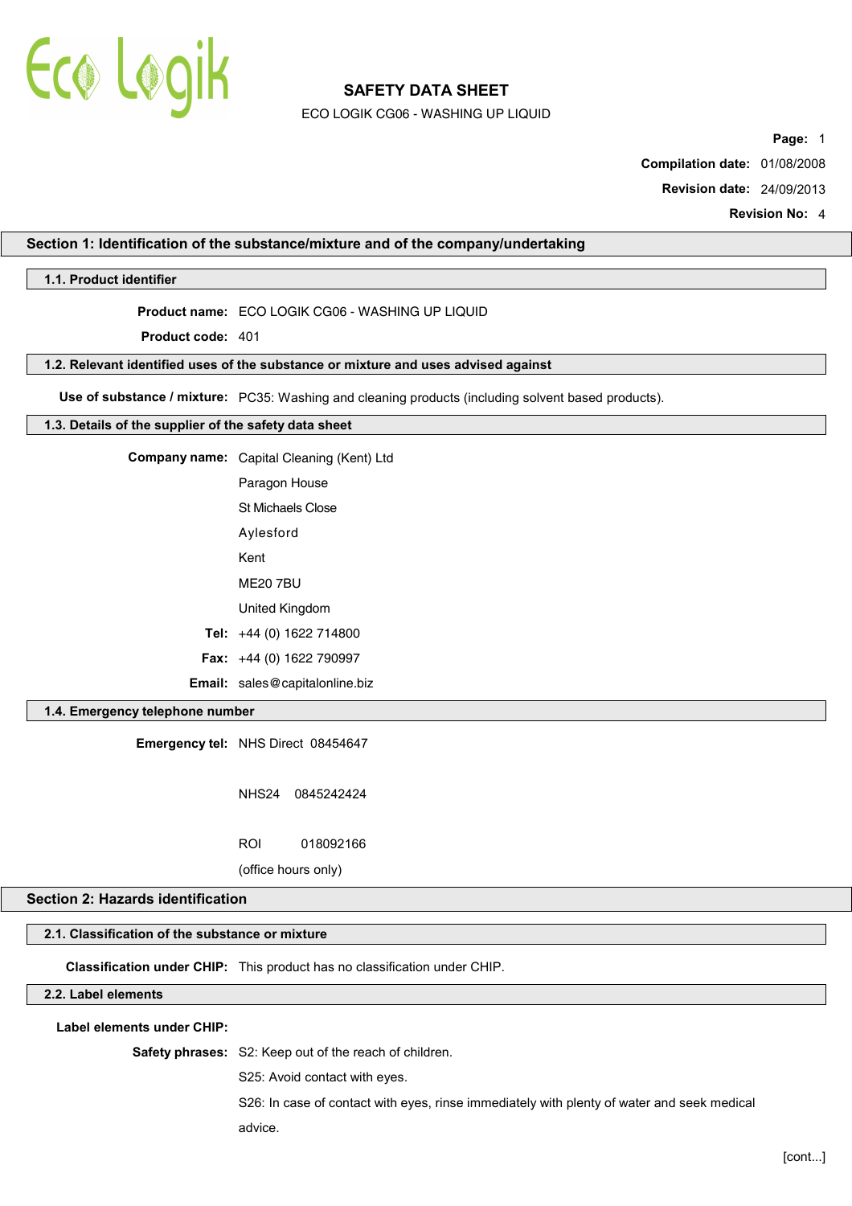# SAFETY DATA SHEET

ECO LOGIK CG06 - WASHING UP LIQUID

**Page:** 1

**Compilation date:** 01/08/2008

**Revision date:** 24/09/2013

**Revision No:** 4

## Section 1: Identification of the substance/mixture and of the company/undertaking

### 1.1. Product identifier

**Product name:** ECO LOGIK CG06 - WASHING UP LIQUID

**Product code:** 401

### 1.2. Relevant identified uses of the substance or mixture and uses advised against

**Use of substance / mixture:** PC35: Washing and cleaning products (including solvent based products).

### 1.3. Details of the supplier of the safety data sheet

**Company name:** Capital Cleaning (Kent) Ltd

Paragon House

St Michaels Close

Aylesford

Kent

ME20 7BU

United Kingdom

**Tel:** +44 (0) 1622 714800

**Fax:** +44 (0) 1622 790997

**Email:** sales@capitalonline.biz

### 1.4. Emergency telephone number

**Emergency tel:** NHS Direct 08454647

NHS24 0845242424

ROI 018092166

(office hours only)

## Section 2: Hazards identification

### 2.1. Classification of the substance or mixture

**Classification under CHIP:** This product has no classification under CHIP.

### 2.2. Label elements

**Label elements under CHIP:**

**Safety phrases:** S2: Keep out of the reach of children.

S25: Avoid contact with eyes.

S26: In case of contact with eyes, rinse immediately with plenty of water and seek medical advice.

[cont...]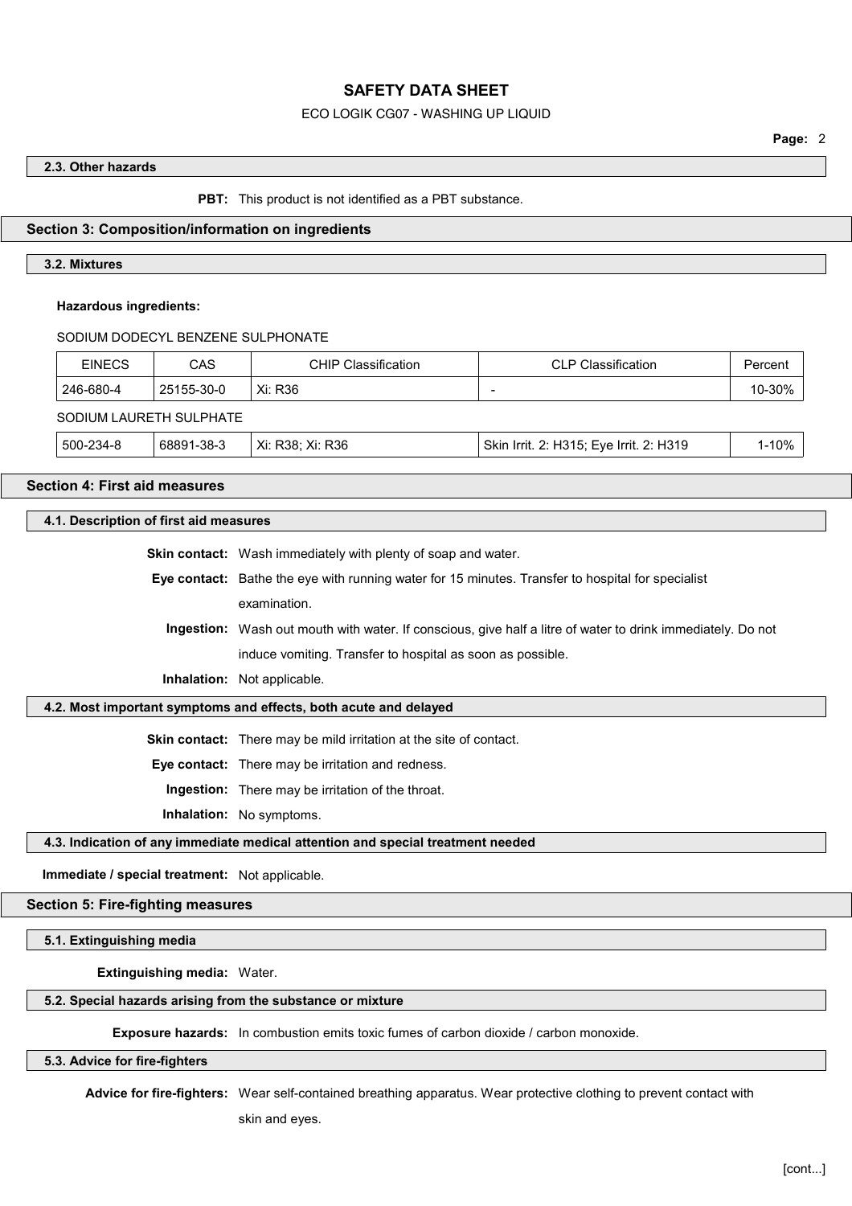### 2.3. Other hazards

**PBT:** This product is not identified as a PBT substance.

## Section 3: Composition/information on ingredients

### 3.2. Mixtures

**Hazardous ingredients:**

SODIUM DODECYL BENZENE SULPHONATE

| EINECS | CAS | CHIP Classification | CLP Classification | Percent |
|---|---|---|---|---|
| 246-680-4 | 25155-30-0 | Xi: R36 | - | 10-30% |

SODIUM LAURETH SULPHATE

| EINECS | CAS | CHIP Classification | CLP Classification | Percent |
|---|---|---|---|---|
| 500-234-8 | 68891-38-3 | Xi: R38; Xi: R36 | Skin Irrit. 2: H315; Eye Irrit. 2: H319 | 1-10% |

## Section 4: First aid measures

### 4.1. Description of first aid measures

**Skin contact:** Wash immediately with plenty of soap and water.

**Eye contact:** Bathe the eye with running water for 15 minutes. Transfer to hospital for specialist examination.

**Ingestion:** Wash out mouth with water. If conscious, give half a litre of water to drink immediately. Do not induce vomiting. Transfer to hospital as soon as possible.

**Inhalation:** Not applicable.

### 4.2. Most important symptoms and effects, both acute and delayed

**Skin contact:** There may be mild irritation at the site of contact.

**Eye contact:** There may be irritation and redness.

**Ingestion:** There may be irritation of the throat.

**Inhalation:** No symptoms.

### 4.3. Indication of any immediate medical attention and special treatment needed

**Immediate / special treatment:** Not applicable.

## Section 5: Fire-fighting measures

### 5.1. Extinguishing media

**Extinguishing media:** Water.

### 5.2. Special hazards arising from the substance or mixture

**Exposure hazards:** In combustion emits toxic fumes of carbon dioxide / carbon monoxide.

### 5.3. Advice for fire-fighters

**Advice for fire-fighters:** Wear self-contained breathing apparatus. Wear protective clothing to prevent contact with skin and eyes.

[cont...]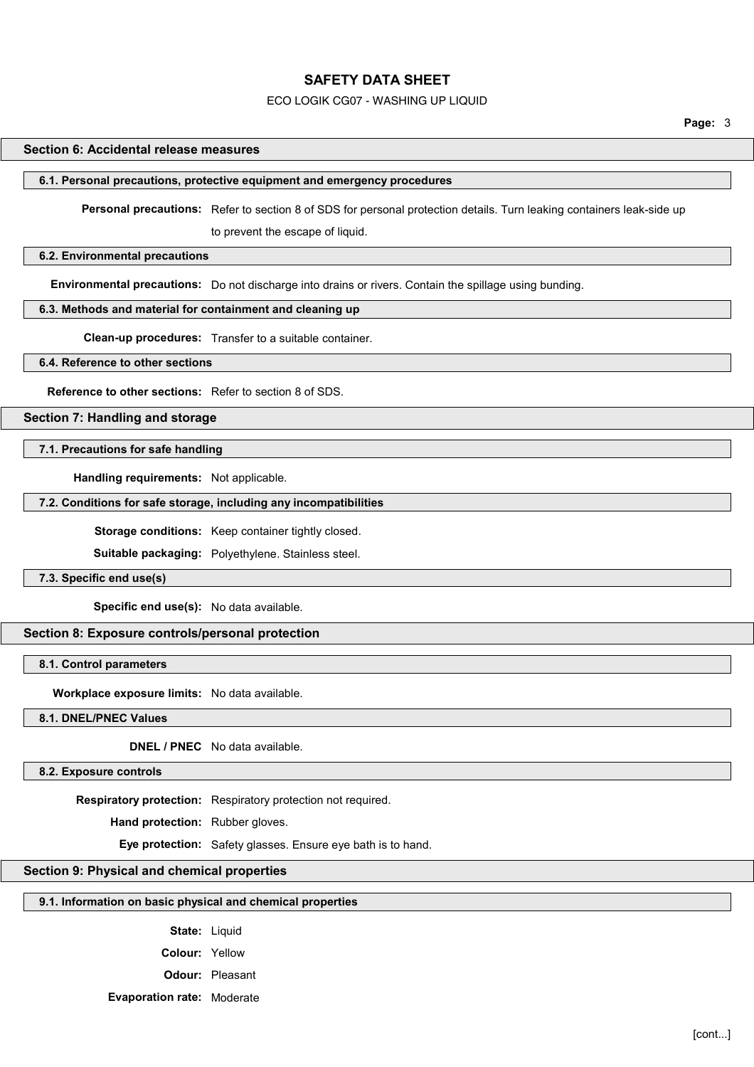## Section 6: Accidental release measures

### 6.1. Personal precautions, protective equipment and emergency procedures

**Personal precautions:** Refer to section 8 of SDS for personal protection details. Turn leaking containers leak-side up to prevent the escape of liquid.

### 6.2. Environmental precautions

**Environmental precautions:** Do not discharge into drains or rivers. Contain the spillage using bunding.

### 6.3. Methods and material for containment and cleaning up

**Clean-up procedures:** Transfer to a suitable container.

### 6.4. Reference to other sections

**Reference to other sections:** Refer to section 8 of SDS.

## Section 7: Handling and storage

### 7.1. Precautions for safe handling

**Handling requirements:** Not applicable.

### 7.2. Conditions for safe storage, including any incompatibilities

**Storage conditions:** Keep container tightly closed.

**Suitable packaging:** Polyethylene. Stainless steel.

### 7.3. Specific end use(s)

**Specific end use(s):** No data available.

## Section 8: Exposure controls/personal protection

### 8.1. Control parameters

**Workplace exposure limits:** No data available.

### 8.1. DNEL/PNEC Values

**DNEL / PNEC** No data available.

### 8.2. Exposure controls

**Respiratory protection:** Respiratory protection not required.

**Hand protection:** Rubber gloves.

**Eye protection:** Safety glasses. Ensure eye bath is to hand.

## Section 9: Physical and chemical properties

### 9.1. Information on basic physical and chemical properties

**State:** Liquid

**Colour:** Yellow

**Odour:** Pleasant

**Evaporation rate:** Moderate

[cont...]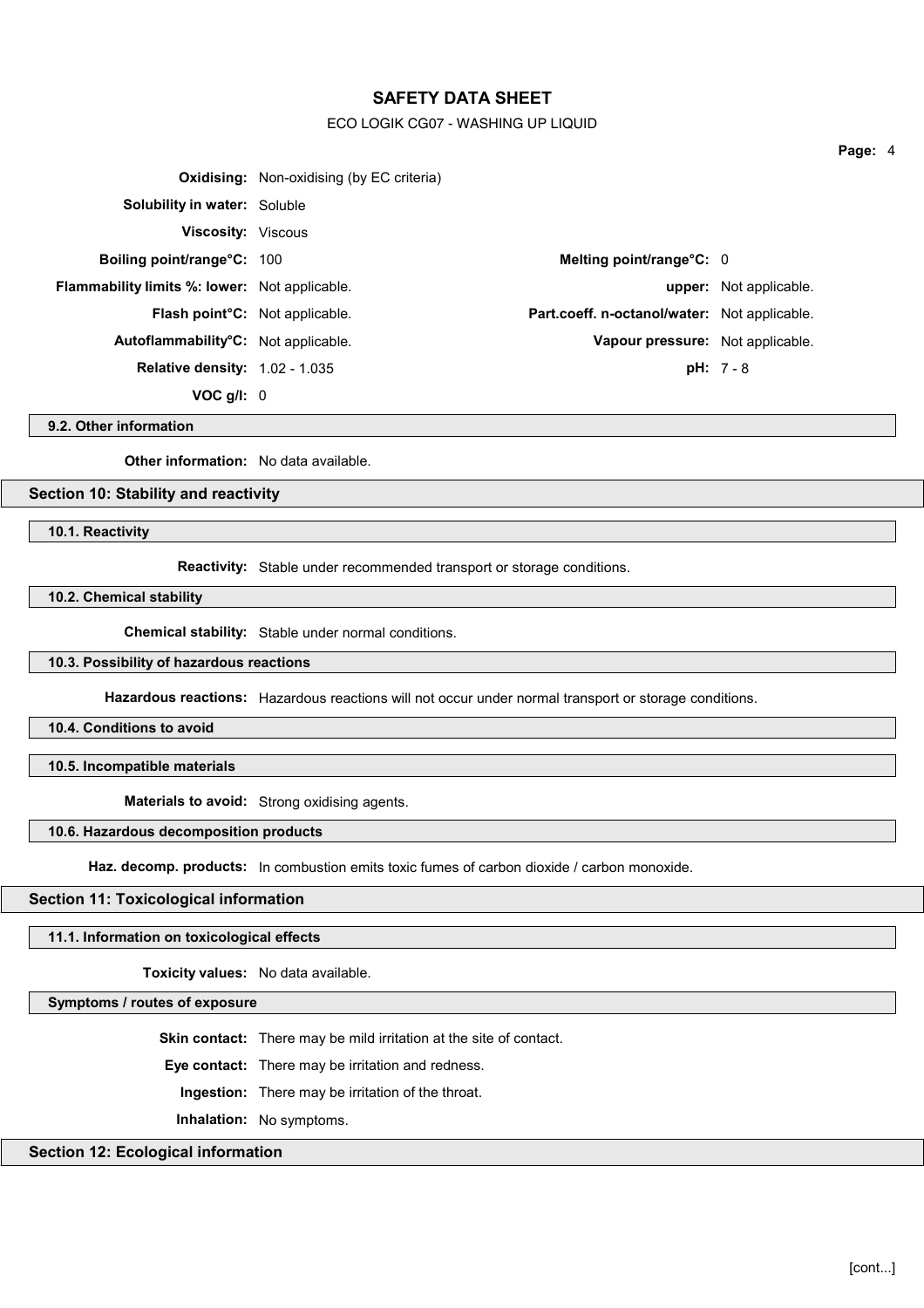**Oxidising:** Non-oxidising (by EC criteria)

**Solubility in water:** Soluble

**Viscosity:** Viscous

| | | | |
|---|---|---|---|
| **Boiling point/range°C:** | 100 | **Melting point/range°C:** | 0 |
| **Flammability limits %: lower:** | Not applicable. | **upper:** | Not applicable. |
| **Flash point°C:** | Not applicable. | **Part.coeff. n-octanol/water:** | Not applicable. |
| **Autoflammability°C:** | Not applicable. | **Vapour pressure:** | Not applicable. |
| **Relative density:** | 1.02 - 1.035 | **pH:** | 7 - 8 |
| **VOC g/l:** | 0 | | |

### 9.2. Other information

**Other information:** No data available.

## Section 10: Stability and reactivity

### 10.1. Reactivity

**Reactivity:** Stable under recommended transport or storage conditions.

### 10.2. Chemical stability

**Chemical stability:** Stable under normal conditions.

### 10.3. Possibility of hazardous reactions

**Hazardous reactions:** Hazardous reactions will not occur under normal transport or storage conditions.

### 10.4. Conditions to avoid

### 10.5. Incompatible materials

**Materials to avoid:** Strong oxidising agents.

### 10.6. Hazardous decomposition products

**Haz. decomp. products:** In combustion emits toxic fumes of carbon dioxide / carbon monoxide.

## Section 11: Toxicological information

### 11.1. Information on toxicological effects

**Toxicity values:** No data available.

### Symptoms / routes of exposure

**Skin contact:** There may be mild irritation at the site of contact.

**Eye contact:** There may be irritation and redness.

**Ingestion:** There may be irritation of the throat.

**Inhalation:** No symptoms.

## Section 12: Ecological information

[cont...]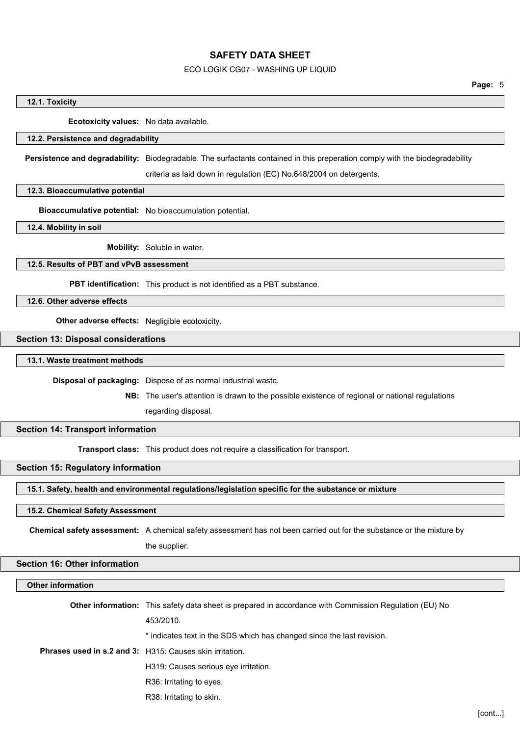### 12.1. Toxicity

**Ecotoxicity values:** No data available.

### 12.2. Persistence and degradability

**Persistence and degradability:** Biodegradable. The surfactants contained in this preperation comply with the biodegradability criteria as laid down in regulation (EC) No.648/2004 on detergents.

### 12.3. Bioaccumulative potential

**Bioaccumulative potential:** No bioaccumulation potential.

### 12.4. Mobility in soil

**Mobility:** Soluble in water.

### 12.5. Results of PBT and vPvB assessment

**PBT identification:** This product is not identified as a PBT substance.

### 12.6. Other adverse effects

**Other adverse effects:** Negligible ecotoxicity.

## Section 13: Disposal considerations

### 13.1. Waste treatment methods

**Disposal of packaging:** Dispose of as normal industrial waste.

**NB:** The user's attention is drawn to the possible existence of regional or national regulations regarding disposal.

## Section 14: Transport information

**Transport class:** This product does not require a classification for transport.

## Section 15: Regulatory information

### 15.1. Safety, health and environmental regulations/legislation specific for the substance or mixture

### 15.2. Chemical Safety Assessment

**Chemical safety assessment:** A chemical safety assessment has not been carried out for the substance or the mixture by the supplier.

## Section 16: Other information

### Other information

**Other information:** This safety data sheet is prepared in accordance with Commission Regulation (EU) No 453/2010.

* indicates text in the SDS which has changed since the last revision.

**Phrases used in s.2 and 3:** H315: Causes skin irritation.

H319: Causes serious eye irritation.

R36: Irritating to eyes.

R38: Irritating to skin.

[cont...]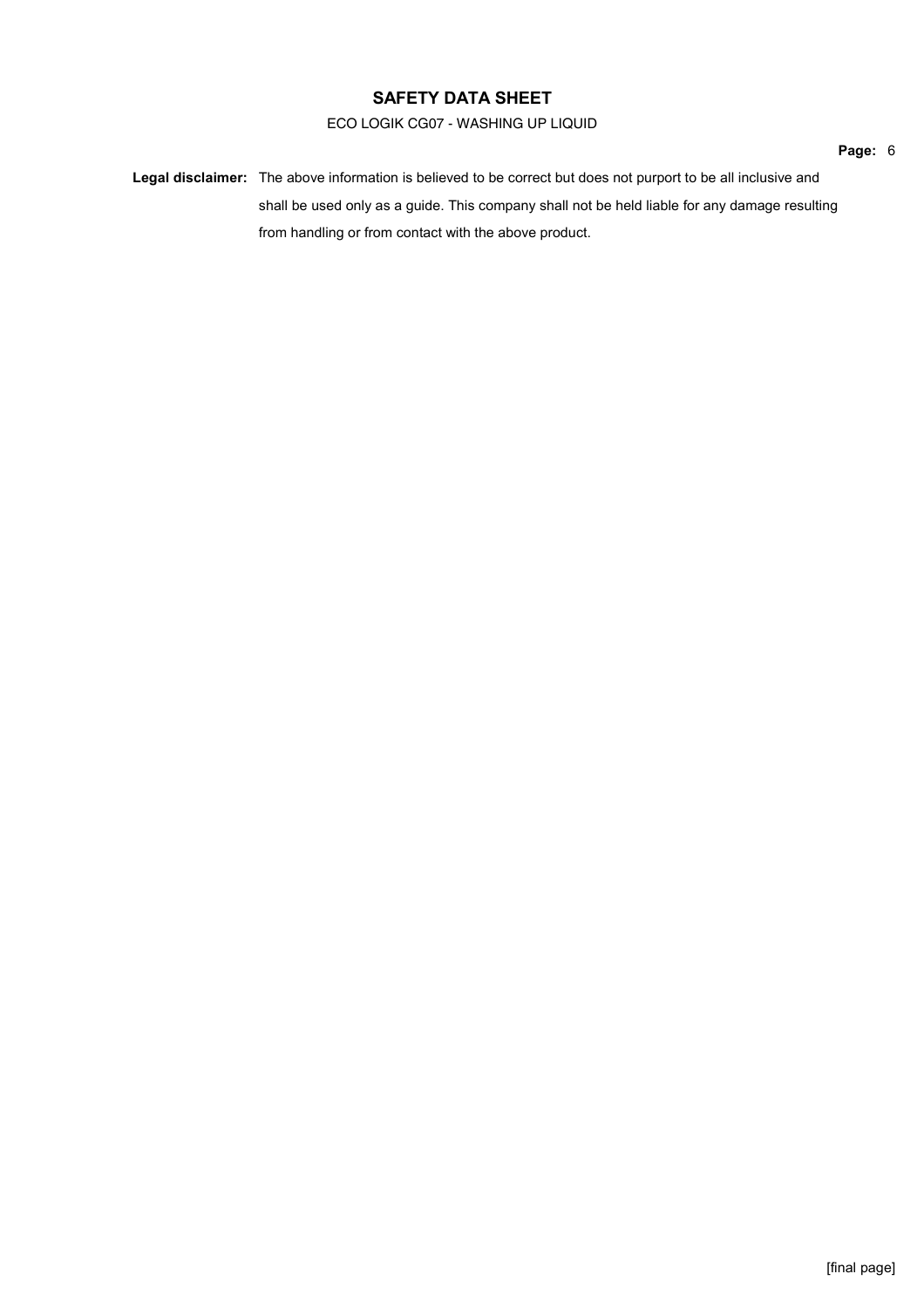**Legal disclaimer:** The above information is believed to be correct but does not purport to be all inclusive and shall be used only as a guide. This company shall not be held liable for any damage resulting from handling or from contact with the above product.

[final page]